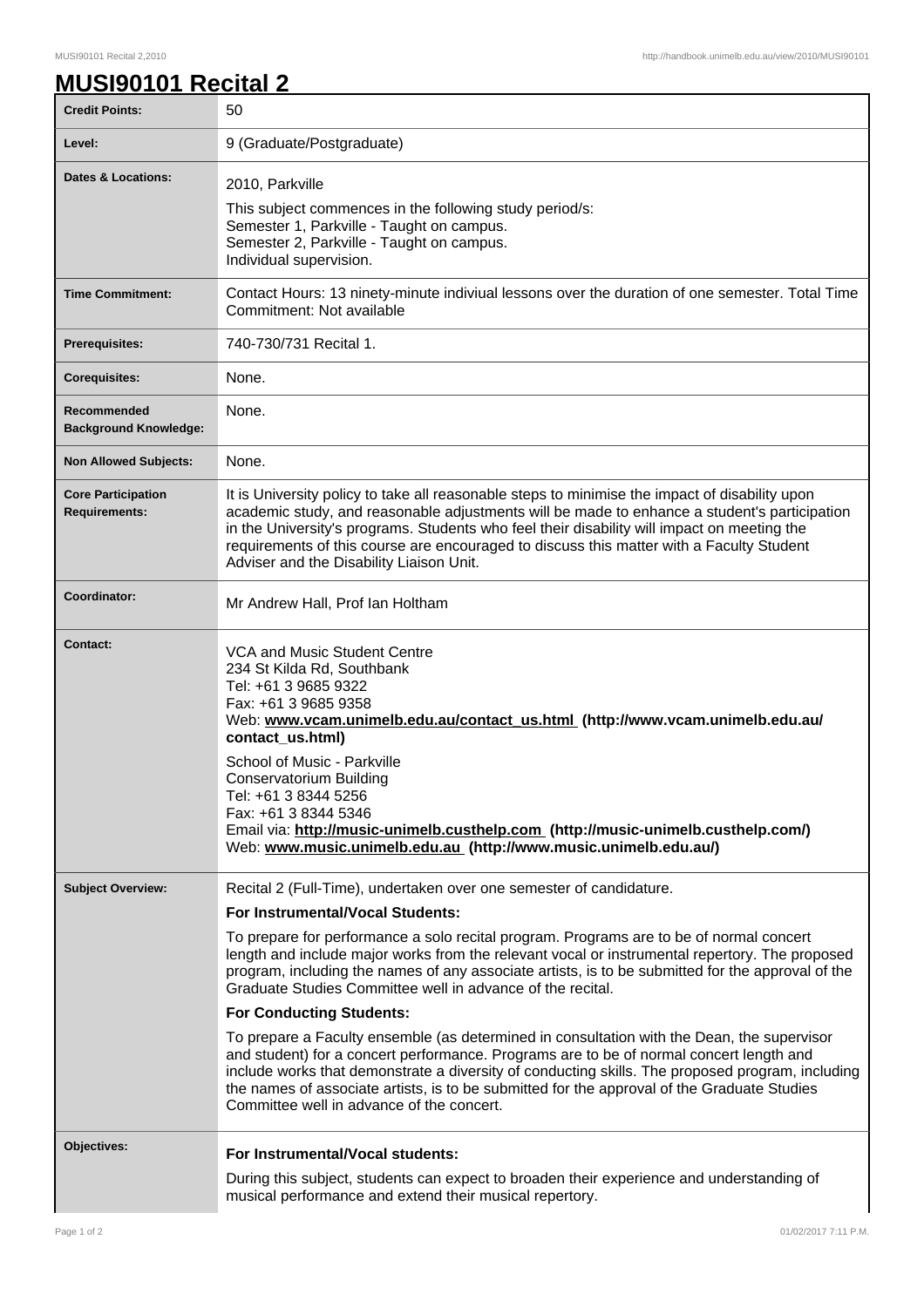# MUSI90101 Recital 2

| | |
|---|---|
| **Credit Points:** | 50 |
| **Level:** | 9 (Graduate/Postgraduate) |
| **Dates & Locations:** | 2010, Parkville<br>This subject commences in the following study period/s:<br>Semester 1, Parkville - Taught on campus.<br>Semester 2, Parkville - Taught on campus.<br>Individual supervision. |
| **Time Commitment:** | Contact Hours: 13 ninety-minute indiviual lessons over the duration of one semester. Total Time Commitment: Not available |
| **Prerequisites:** | 740-730/731 Recital 1. |
| **Corequisites:** | None. |
| **Recommended Background Knowledge:** | None. |
| **Non Allowed Subjects:** | None. |
| **Core Participation Requirements:** | It is University policy to take all reasonable steps to minimise the impact of disability upon academic study, and reasonable adjustments will be made to enhance a student's participation in the University's programs. Students who feel their disability will impact on meeting the requirements of this course are encouraged to discuss this matter with a Faculty Student Adviser and the Disability Liaison Unit. |
| **Coordinator:** | Mr Andrew Hall, Prof Ian Holtham |
| **Contact:** | VCA and Music Student Centre<br>234 St Kilda Rd, Southbank<br>Tel: +61 3 9685 9322<br>Fax: +61 3 9685 9358<br>Web: **www.vcam.unimelb.edu.au/contact_us.html (http://www.vcam.unimelb.edu.au/contact_us.html)**<br>School of Music - Parkville<br>Conservatorium Building<br>Tel: +61 3 8344 5256<br>Fax: +61 3 8344 5346<br>Email via: **http://music-unimelb.custhelp.com (http://music-unimelb.custhelp.com/)**<br>Web: **www.music.unimelb.edu.au (http://www.music.unimelb.edu.au/)** |
| **Subject Overview:** | Recital 2 (Full-Time), undertaken over one semester of candidature.<br>**For Instrumental/Vocal Students:**<br>To prepare for performance a solo recital program. Programs are to be of normal concert length and include major works from the relevant vocal or instrumental repertory. The proposed program, including the names of any associate artists, is to be submitted for the approval of the Graduate Studies Committee well in advance of the recital.<br>**For Conducting Students:**<br>To prepare a Faculty ensemble (as determined in consultation with the Dean, the supervisor and student) for a concert performance. Programs are to be of normal concert length and include works that demonstrate a diversity of conducting skills. The proposed program, including the names of associate artists, is to be submitted for the approval of the Graduate Studies Committee well in advance of the concert. |
| **Objectives:** | **For Instrumental/Vocal students:**<br>During this subject, students can expect to broaden their experience and understanding of musical performance and extend their musical repertory. |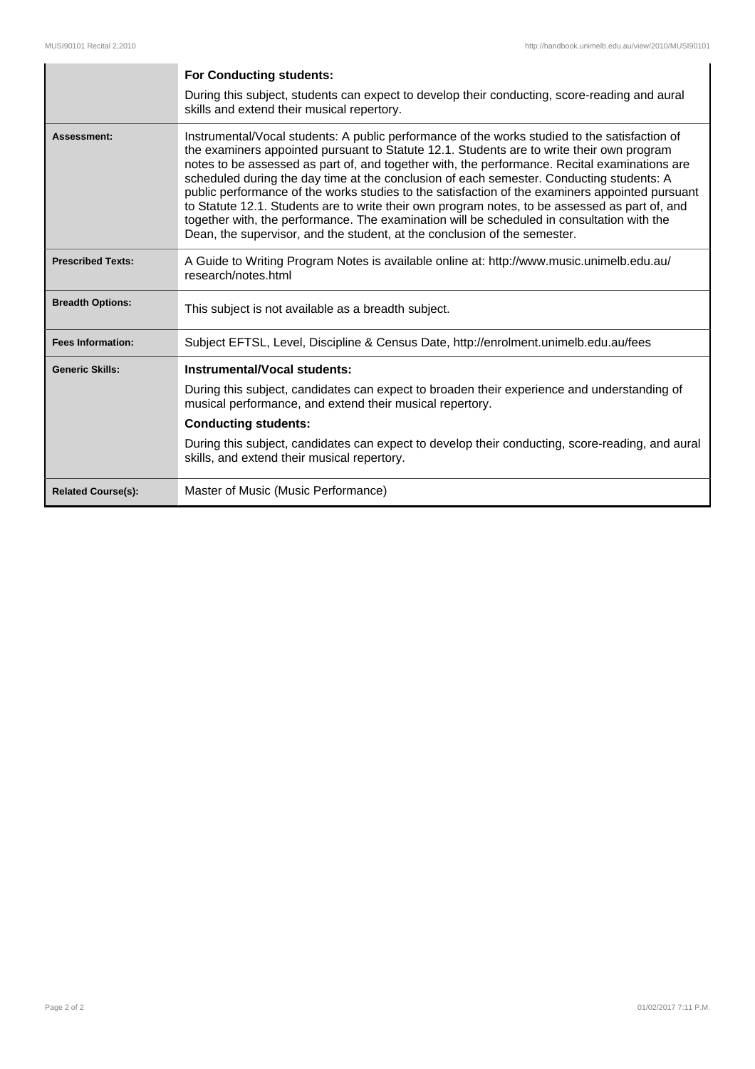| | |
|---|---|
| | **For Conducting students:**<br>During this subject, students can expect to develop their conducting, score-reading and aural skills and extend their musical repertory. |
| **Assessment:** | Instrumental/Vocal students: A public performance of the works studied to the satisfaction of the examiners appointed pursuant to Statute 12.1. Students are to write their own program notes to be assessed as part of, and together with, the performance. Recital examinations are scheduled during the day time at the conclusion of each semester. Conducting students: A public performance of the works studies to the satisfaction of the examiners appointed pursuant to Statute 12.1. Students are to write their own program notes, to be assessed as part of, and together with, the performance. The examination will be scheduled in consultation with the Dean, the supervisor, and the student, at the conclusion of the semester. |
| **Prescribed Texts:** | A Guide to Writing Program Notes is available online at: http://www.music.unimelb.edu.au/research/notes.html |
| **Breadth Options:** | This subject is not available as a breadth subject. |
| **Fees Information:** | Subject EFTSL, Level, Discipline & Census Date, http://enrolment.unimelb.edu.au/fees |
| **Generic Skills:** | **Instrumental/Vocal students:**<br>During this subject, candidates can expect to broaden their experience and understanding of musical performance, and extend their musical repertory.<br>**Conducting students:**<br>During this subject, candidates can expect to develop their conducting, score-reading, and aural skills, and extend their musical repertory. |
| **Related Course(s):** | Master of Music (Music Performance) |